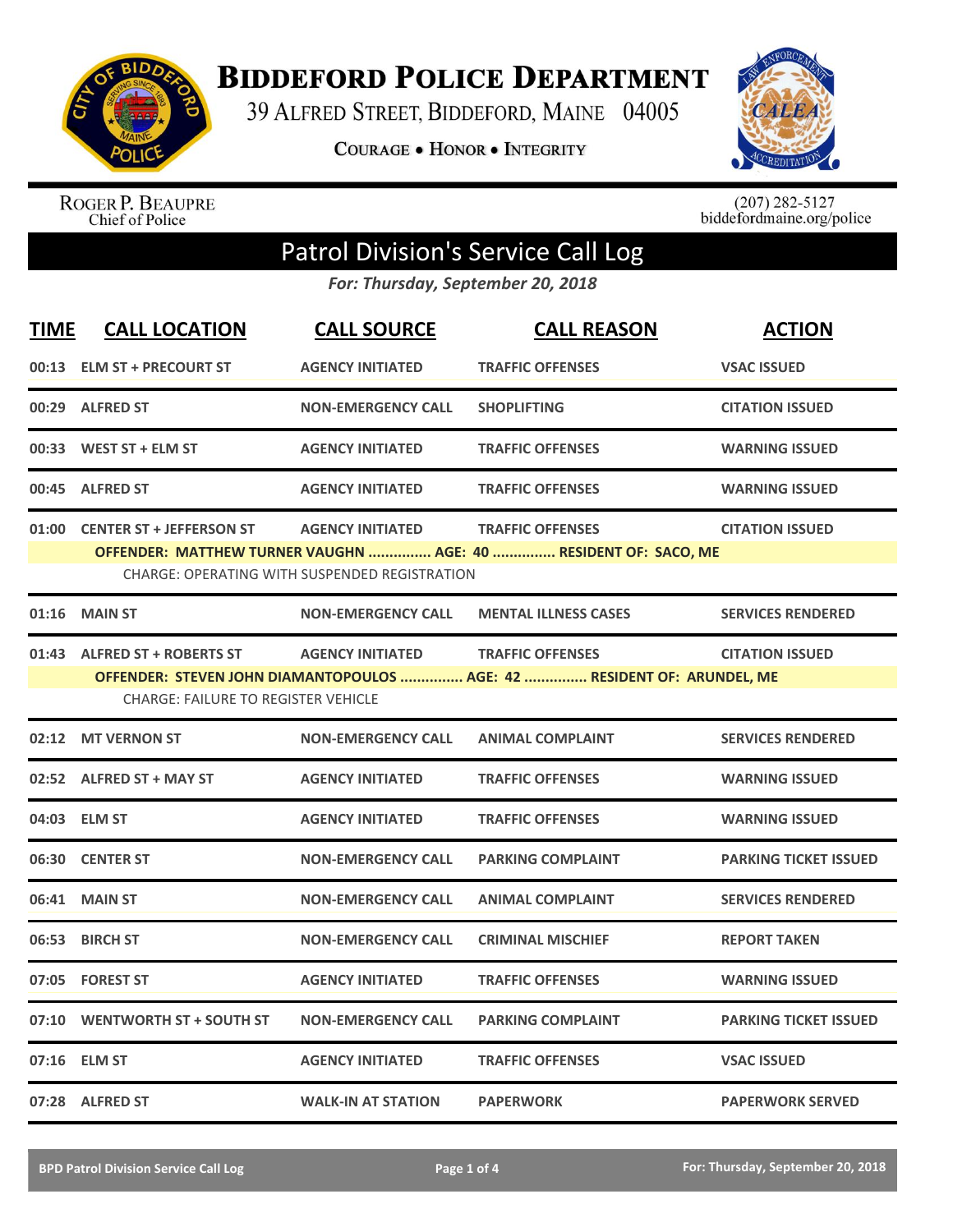# Biddeford Police Department

39 Alfred Street, Biddeford, Maine 04005

**Courage • Honor • Integrity**

Roger P. Beaupre
Chief of Police

(207) 282-5127
biddefordmaine.org/police

## Patrol Division's Service Call Log

*For: Thursday, September 20, 2018*

| TIME | CALL LOCATION | CALL SOURCE | CALL REASON | ACTION |
|---|---|---|---|---|
| 00:13 | ELM ST + PRECOURT ST | AGENCY INITIATED | TRAFFIC OFFENSES | VSAC ISSUED |
| 00:29 | ALFRED ST | NON-EMERGENCY CALL | SHOPLIFTING | CITATION ISSUED |
| 00:33 | WEST ST + ELM ST | AGENCY INITIATED | TRAFFIC OFFENSES | WARNING ISSUED |
| 00:45 | ALFRED ST | AGENCY INITIATED | TRAFFIC OFFENSES | WARNING ISSUED |
| 01:00 | CENTER ST + JEFFERSON ST | AGENCY INITIATED | TRAFFIC OFFENSES | CITATION ISSUED |
| | OFFENDER: MATTHEW TURNER VAUGHN ............... AGE: 40 ............... RESIDENT OF: SACO, ME | | | |
| | CHARGE: OPERATING WITH SUSPENDED REGISTRATION | | | |
| 01:16 | MAIN ST | NON-EMERGENCY CALL | MENTAL ILLNESS CASES | SERVICES RENDERED |
| 01:43 | ALFRED ST + ROBERTS ST | AGENCY INITIATED | TRAFFIC OFFENSES | CITATION ISSUED |
| | OFFENDER: STEVEN JOHN DIAMANTOPOULOS ............... AGE: 42 ............... RESIDENT OF: ARUNDEL, ME | | | |
| | CHARGE: FAILURE TO REGISTER VEHICLE | | | |
| 02:12 | MT VERNON ST | NON-EMERGENCY CALL | ANIMAL COMPLAINT | SERVICES RENDERED |
| 02:52 | ALFRED ST + MAY ST | AGENCY INITIATED | TRAFFIC OFFENSES | WARNING ISSUED |
| 04:03 | ELM ST | AGENCY INITIATED | TRAFFIC OFFENSES | WARNING ISSUED |
| 06:30 | CENTER ST | NON-EMERGENCY CALL | PARKING COMPLAINT | PARKING TICKET ISSUED |
| 06:41 | MAIN ST | NON-EMERGENCY CALL | ANIMAL COMPLAINT | SERVICES RENDERED |
| 06:53 | BIRCH ST | NON-EMERGENCY CALL | CRIMINAL MISCHIEF | REPORT TAKEN |
| 07:05 | FOREST ST | AGENCY INITIATED | TRAFFIC OFFENSES | WARNING ISSUED |
| 07:10 | WENTWORTH ST + SOUTH ST | NON-EMERGENCY CALL | PARKING COMPLAINT | PARKING TICKET ISSUED |
| 07:16 | ELM ST | AGENCY INITIATED | TRAFFIC OFFENSES | VSAC ISSUED |
| 07:28 | ALFRED ST | WALK-IN AT STATION | PAPERWORK | PAPERWORK SERVED |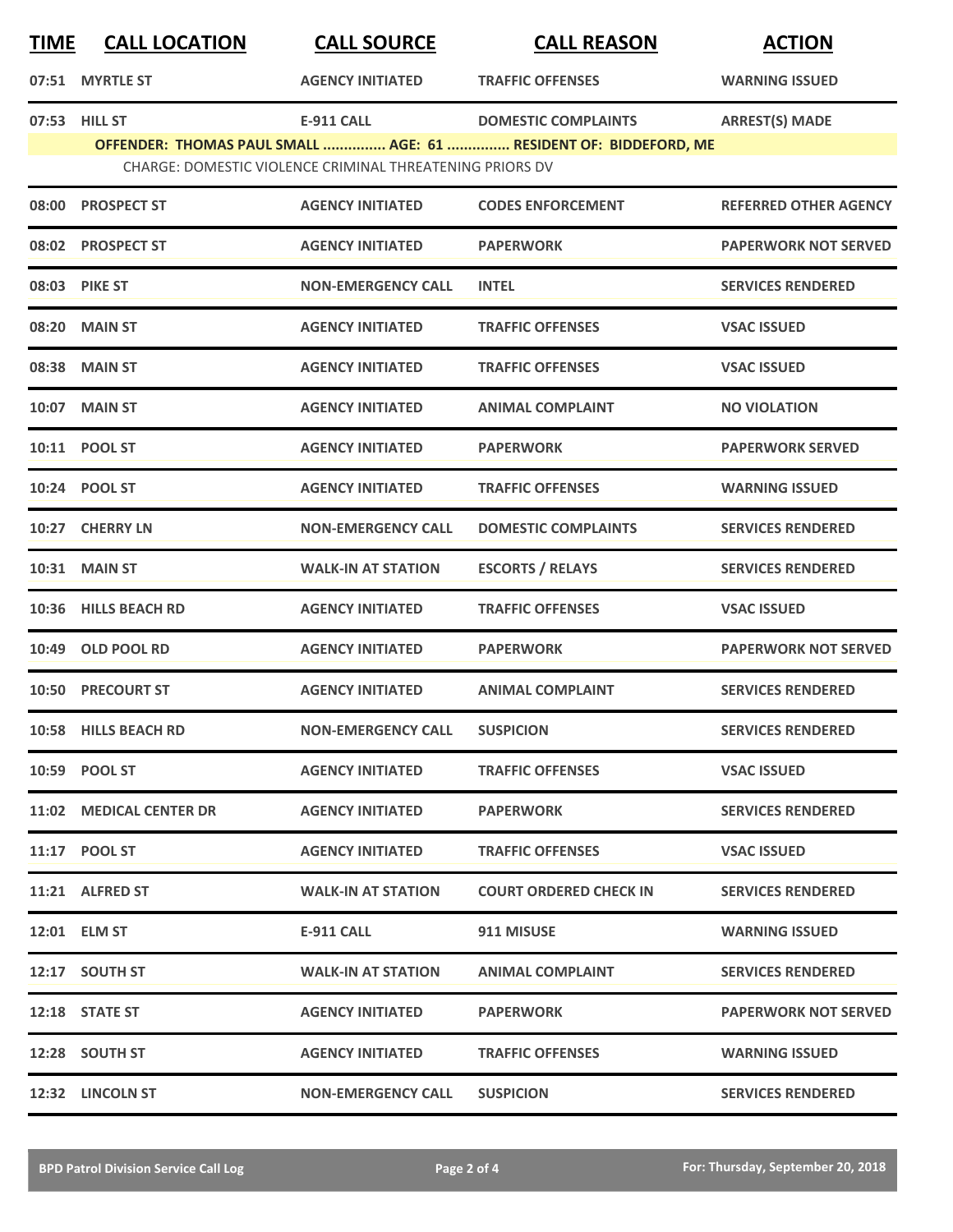| TIME | CALL LOCATION | CALL SOURCE | CALL REASON | ACTION |
|---|---|---|---|---|
| 07:51 | MYRTLE ST | AGENCY INITIATED | TRAFFIC OFFENSES | WARNING ISSUED |
| 07:53 | HILL ST | E-911 CALL | DOMESTIC COMPLAINTS | ARREST(S) MADE |
| | OFFENDER: THOMAS PAUL SMALL ............... AGE: 61 ............... RESIDENT OF: BIDDEFORD, ME | | | |
| | CHARGE: DOMESTIC VIOLENCE CRIMINAL THREATENING PRIORS DV | | | |
| 08:00 | PROSPECT ST | AGENCY INITIATED | CODES ENFORCEMENT | REFERRED OTHER AGENCY |
| 08:02 | PROSPECT ST | AGENCY INITIATED | PAPERWORK | PAPERWORK NOT SERVED |
| 08:03 | PIKE ST | NON-EMERGENCY CALL | INTEL | SERVICES RENDERED |
| 08:20 | MAIN ST | AGENCY INITIATED | TRAFFIC OFFENSES | VSAC ISSUED |
| 08:38 | MAIN ST | AGENCY INITIATED | TRAFFIC OFFENSES | VSAC ISSUED |
| 10:07 | MAIN ST | AGENCY INITIATED | ANIMAL COMPLAINT | NO VIOLATION |
| 10:11 | POOL ST | AGENCY INITIATED | PAPERWORK | PAPERWORK SERVED |
| 10:24 | POOL ST | AGENCY INITIATED | TRAFFIC OFFENSES | WARNING ISSUED |
| 10:27 | CHERRY LN | NON-EMERGENCY CALL | DOMESTIC COMPLAINTS | SERVICES RENDERED |
| 10:31 | MAIN ST | WALK-IN AT STATION | ESCORTS / RELAYS | SERVICES RENDERED |
| 10:36 | HILLS BEACH RD | AGENCY INITIATED | TRAFFIC OFFENSES | VSAC ISSUED |
| 10:49 | OLD POOL RD | AGENCY INITIATED | PAPERWORK | PAPERWORK NOT SERVED |
| 10:50 | PRECOURT ST | AGENCY INITIATED | ANIMAL COMPLAINT | SERVICES RENDERED |
| 10:58 | HILLS BEACH RD | NON-EMERGENCY CALL | SUSPICION | SERVICES RENDERED |
| 10:59 | POOL ST | AGENCY INITIATED | TRAFFIC OFFENSES | VSAC ISSUED |
| 11:02 | MEDICAL CENTER DR | AGENCY INITIATED | PAPERWORK | SERVICES RENDERED |
| 11:17 | POOL ST | AGENCY INITIATED | TRAFFIC OFFENSES | VSAC ISSUED |
| 11:21 | ALFRED ST | WALK-IN AT STATION | COURT ORDERED CHECK IN | SERVICES RENDERED |
| 12:01 | ELM ST | E-911 CALL | 911 MISUSE | WARNING ISSUED |
| 12:17 | SOUTH ST | WALK-IN AT STATION | ANIMAL COMPLAINT | SERVICES RENDERED |
| 12:18 | STATE ST | AGENCY INITIATED | PAPERWORK | PAPERWORK NOT SERVED |
| 12:28 | SOUTH ST | AGENCY INITIATED | TRAFFIC OFFENSES | WARNING ISSUED |
| 12:32 | LINCOLN ST | NON-EMERGENCY CALL | SUSPICION | SERVICES RENDERED |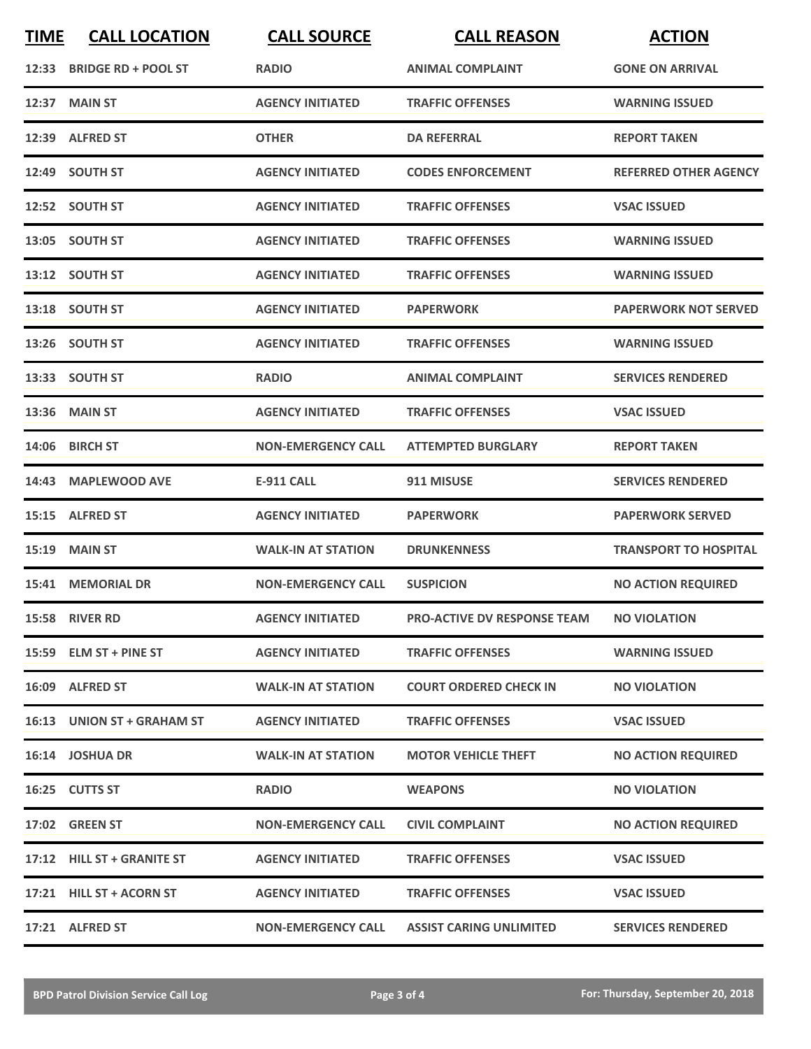| TIME | CALL LOCATION | CALL SOURCE | CALL REASON | ACTION |
|---|---|---|---|---|
| 12:33 | BRIDGE RD + POOL ST | RADIO | ANIMAL COMPLAINT | GONE ON ARRIVAL |
| 12:37 | MAIN ST | AGENCY INITIATED | TRAFFIC OFFENSES | WARNING ISSUED |
| 12:39 | ALFRED ST | OTHER | DA REFERRAL | REPORT TAKEN |
| 12:49 | SOUTH ST | AGENCY INITIATED | CODES ENFORCEMENT | REFERRED OTHER AGENCY |
| 12:52 | SOUTH ST | AGENCY INITIATED | TRAFFIC OFFENSES | VSAC ISSUED |
| 13:05 | SOUTH ST | AGENCY INITIATED | TRAFFIC OFFENSES | WARNING ISSUED |
| 13:12 | SOUTH ST | AGENCY INITIATED | TRAFFIC OFFENSES | WARNING ISSUED |
| 13:18 | SOUTH ST | AGENCY INITIATED | PAPERWORK | PAPERWORK NOT SERVED |
| 13:26 | SOUTH ST | AGENCY INITIATED | TRAFFIC OFFENSES | WARNING ISSUED |
| 13:33 | SOUTH ST | RADIO | ANIMAL COMPLAINT | SERVICES RENDERED |
| 13:36 | MAIN ST | AGENCY INITIATED | TRAFFIC OFFENSES | VSAC ISSUED |
| 14:06 | BIRCH ST | NON-EMERGENCY CALL | ATTEMPTED BURGLARY | REPORT TAKEN |
| 14:43 | MAPLEWOOD AVE | E-911 CALL | 911 MISUSE | SERVICES RENDERED |
| 15:15 | ALFRED ST | AGENCY INITIATED | PAPERWORK | PAPERWORK SERVED |
| 15:19 | MAIN ST | WALK-IN AT STATION | DRUNKENNESS | TRANSPORT TO HOSPITAL |
| 15:41 | MEMORIAL DR | NON-EMERGENCY CALL | SUSPICION | NO ACTION REQUIRED |
| 15:58 | RIVER RD | AGENCY INITIATED | PRO-ACTIVE DV RESPONSE TEAM | NO VIOLATION |
| 15:59 | ELM ST + PINE ST | AGENCY INITIATED | TRAFFIC OFFENSES | WARNING ISSUED |
| 16:09 | ALFRED ST | WALK-IN AT STATION | COURT ORDERED CHECK IN | NO VIOLATION |
| 16:13 | UNION ST + GRAHAM ST | AGENCY INITIATED | TRAFFIC OFFENSES | VSAC ISSUED |
| 16:14 | JOSHUA DR | WALK-IN AT STATION | MOTOR VEHICLE THEFT | NO ACTION REQUIRED |
| 16:25 | CUTTS ST | RADIO | WEAPONS | NO VIOLATION |
| 17:02 | GREEN ST | NON-EMERGENCY CALL | CIVIL COMPLAINT | NO ACTION REQUIRED |
| 17:12 | HILL ST + GRANITE ST | AGENCY INITIATED | TRAFFIC OFFENSES | VSAC ISSUED |
| 17:21 | HILL ST + ACORN ST | AGENCY INITIATED | TRAFFIC OFFENSES | VSAC ISSUED |
| 17:21 | ALFRED ST | NON-EMERGENCY CALL | ASSIST CARING UNLIMITED | SERVICES RENDERED |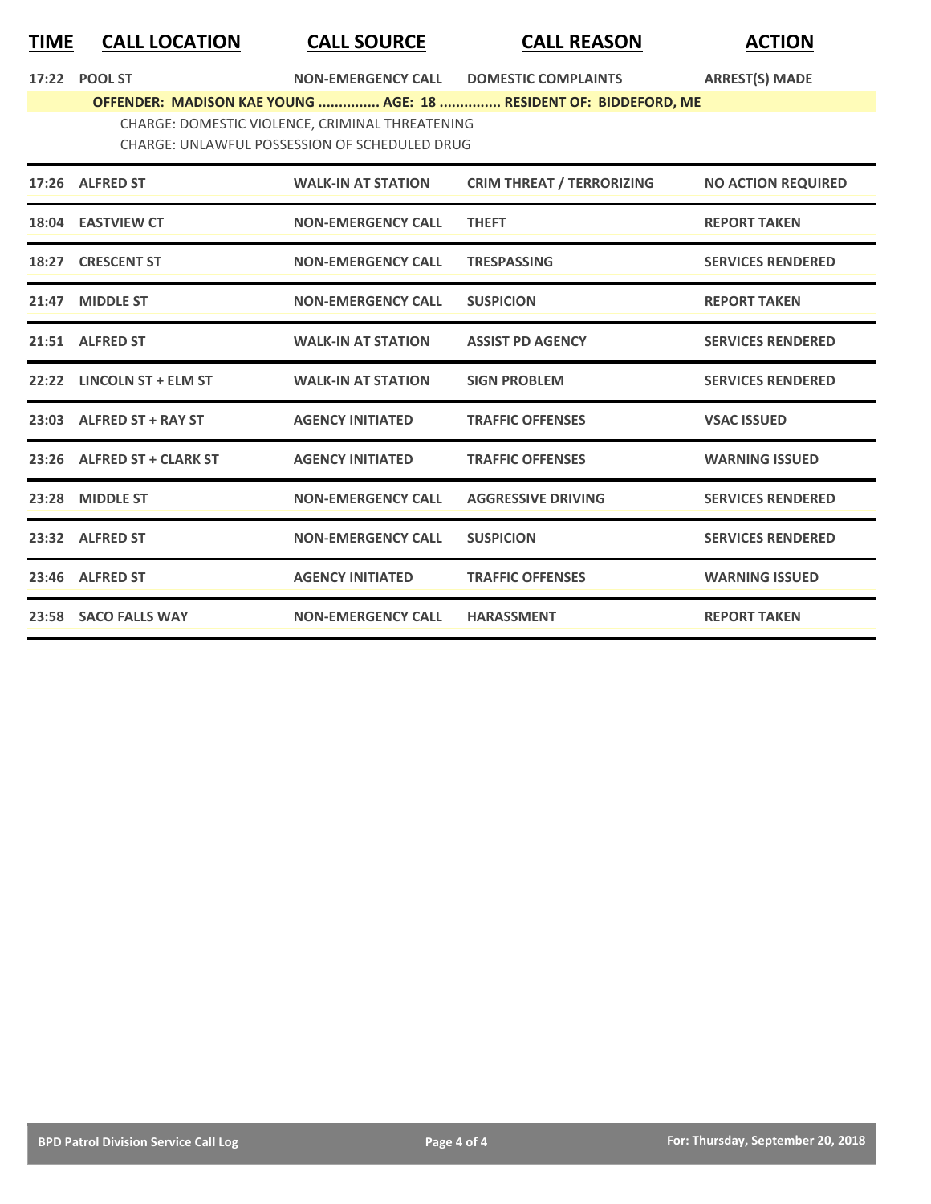| TIME | CALL LOCATION | CALL SOURCE | CALL REASON | ACTION |
|---|---|---|---|---|
| 17:22 | POOL ST | NON-EMERGENCY CALL | DOMESTIC COMPLAINTS | ARREST(S) MADE |
| | OFFENDER: MADISON KAE YOUNG ............... AGE: 18 ............... RESIDENT OF: BIDDEFORD, ME | | | |
| | CHARGE: DOMESTIC VIOLENCE, CRIMINAL THREATENING | | | |
| | CHARGE: UNLAWFUL POSSESSION OF SCHEDULED DRUG | | | |
| 17:26 | ALFRED ST | WALK-IN AT STATION | CRIM THREAT / TERRORIZING | NO ACTION REQUIRED |
| 18:04 | EASTVIEW CT | NON-EMERGENCY CALL | THEFT | REPORT TAKEN |
| 18:27 | CRESCENT ST | NON-EMERGENCY CALL | TRESPASSING | SERVICES RENDERED |
| 21:47 | MIDDLE ST | NON-EMERGENCY CALL | SUSPICION | REPORT TAKEN |
| 21:51 | ALFRED ST | WALK-IN AT STATION | ASSIST PD AGENCY | SERVICES RENDERED |
| 22:22 | LINCOLN ST + ELM ST | WALK-IN AT STATION | SIGN PROBLEM | SERVICES RENDERED |
| 23:03 | ALFRED ST + RAY ST | AGENCY INITIATED | TRAFFIC OFFENSES | VSAC ISSUED |
| 23:26 | ALFRED ST + CLARK ST | AGENCY INITIATED | TRAFFIC OFFENSES | WARNING ISSUED |
| 23:28 | MIDDLE ST | NON-EMERGENCY CALL | AGGRESSIVE DRIVING | SERVICES RENDERED |
| 23:32 | ALFRED ST | NON-EMERGENCY CALL | SUSPICION | SERVICES RENDERED |
| 23:46 | ALFRED ST | AGENCY INITIATED | TRAFFIC OFFENSES | WARNING ISSUED |
| 23:58 | SACO FALLS WAY | NON-EMERGENCY CALL | HARASSMENT | REPORT TAKEN |